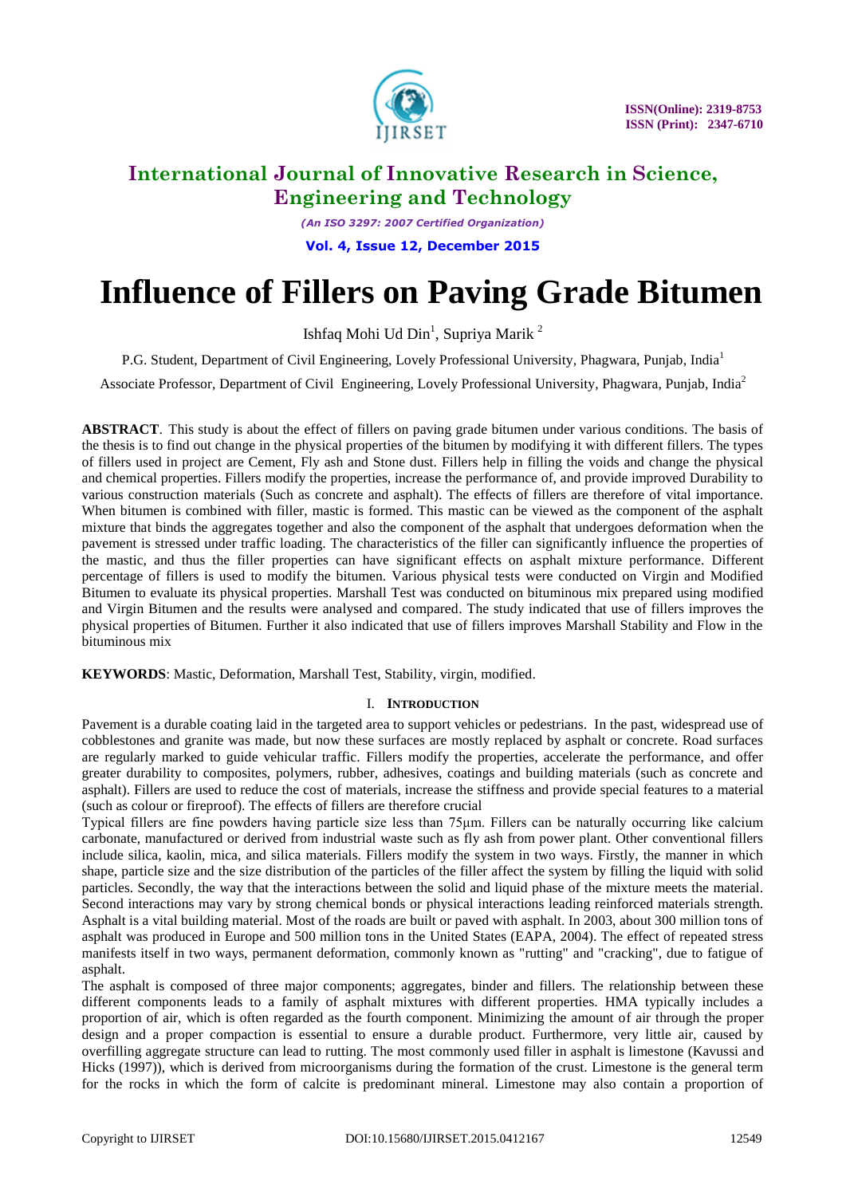# Influence of Fillers on Paving Grade Bitumen

Ishfaq Mohi Ud Din[1], Supriya Marik [2]

P.G. Student, Department of Civil Engineering, Lovely Professional University, Phagwara, Punjab, India[1]

Associate Professor, Department of Civil Engineering, Lovely Professional University, Phagwara, Punjab, India[2]

**ABSTRACT**. This study is about the effect of fillers on paving grade bitumen under various conditions. The basis of the thesis is to find out change in the physical properties of the bitumen by modifying it with different fillers. The types of fillers used in project are Cement, Fly ash and Stone dust. Fillers help in filling the voids and change the physical and chemical properties. Fillers modify the properties, increase the performance of, and provide improved Durability to various construction materials (Such as concrete and asphalt). The effects of fillers are therefore of vital importance. When bitumen is combined with filler, mastic is formed. This mastic can be viewed as the component of the asphalt mixture that binds the aggregates together and also the component of the asphalt that undergoes deformation when the pavement is stressed under traffic loading. The characteristics of the filler can significantly influence the properties of the mastic, and thus the filler properties can have significant effects on asphalt mixture performance. Different percentage of fillers is used to modify the bitumen. Various physical tests were conducted on Virgin and Modified Bitumen to evaluate its physical properties. Marshall Test was conducted on bituminous mix prepared using modified and Virgin Bitumen and the results were analysed and compared. The study indicated that use of fillers improves the physical properties of Bitumen. Further it also indicated that use of fillers improves Marshall Stability and Flow in the bituminous mix

**KEYWORDS**: Mastic, Deformation, Marshall Test, Stability, virgin, modified.

## I. Introduction

Pavement is a durable coating laid in the targeted area to support vehicles or pedestrians. In the past, widespread use of cobblestones and granite was made, but now these surfaces are mostly replaced by asphalt or concrete. Road surfaces are regularly marked to guide vehicular traffic. Fillers modify the properties, accelerate the performance, and offer greater durability to composites, polymers, rubber, adhesives, coatings and building materials (such as concrete and asphalt). Fillers are used to reduce the cost of materials, increase the stiffness and provide special features to a material (such as colour or fireproof). The effects of fillers are therefore crucial

Typical fillers are fine powders having particle size less than 75μm. Fillers can be naturally occurring like calcium carbonate, manufactured or derived from industrial waste such as fly ash from power plant. Other conventional fillers include silica, kaolin, mica, and silica materials. Fillers modify the system in two ways. Firstly, the manner in which shape, particle size and the size distribution of the particles of the filler affect the system by filling the liquid with solid particles. Secondly, the way that the interactions between the solid and liquid phase of the mixture meets the material. Second interactions may vary by strong chemical bonds or physical interactions leading reinforced materials strength.

Asphalt is a vital building material. Most of the roads are built or paved with asphalt. In 2003, about 300 million tons of asphalt was produced in Europe and 500 million tons in the United States (EAPA, 2004). The effect of repeated stress manifests itself in two ways, permanent deformation, commonly known as "rutting" and "cracking", due to fatigue of asphalt.

The asphalt is composed of three major components; aggregates, binder and fillers. The relationship between these different components leads to a family of asphalt mixtures with different properties. HMA typically includes a proportion of air, which is often regarded as the fourth component. Minimizing the amount of air through the proper design and a proper compaction is essential to ensure a durable product. Furthermore, very little air, caused by overfilling aggregate structure can lead to rutting. The most commonly used filler in asphalt is limestone (Kavussi and Hicks (1997)), which is derived from microorganisms during the formation of the crust. Limestone is the general term for the rocks in which the form of calcite is predominant mineral. Limestone may also contain a proportion of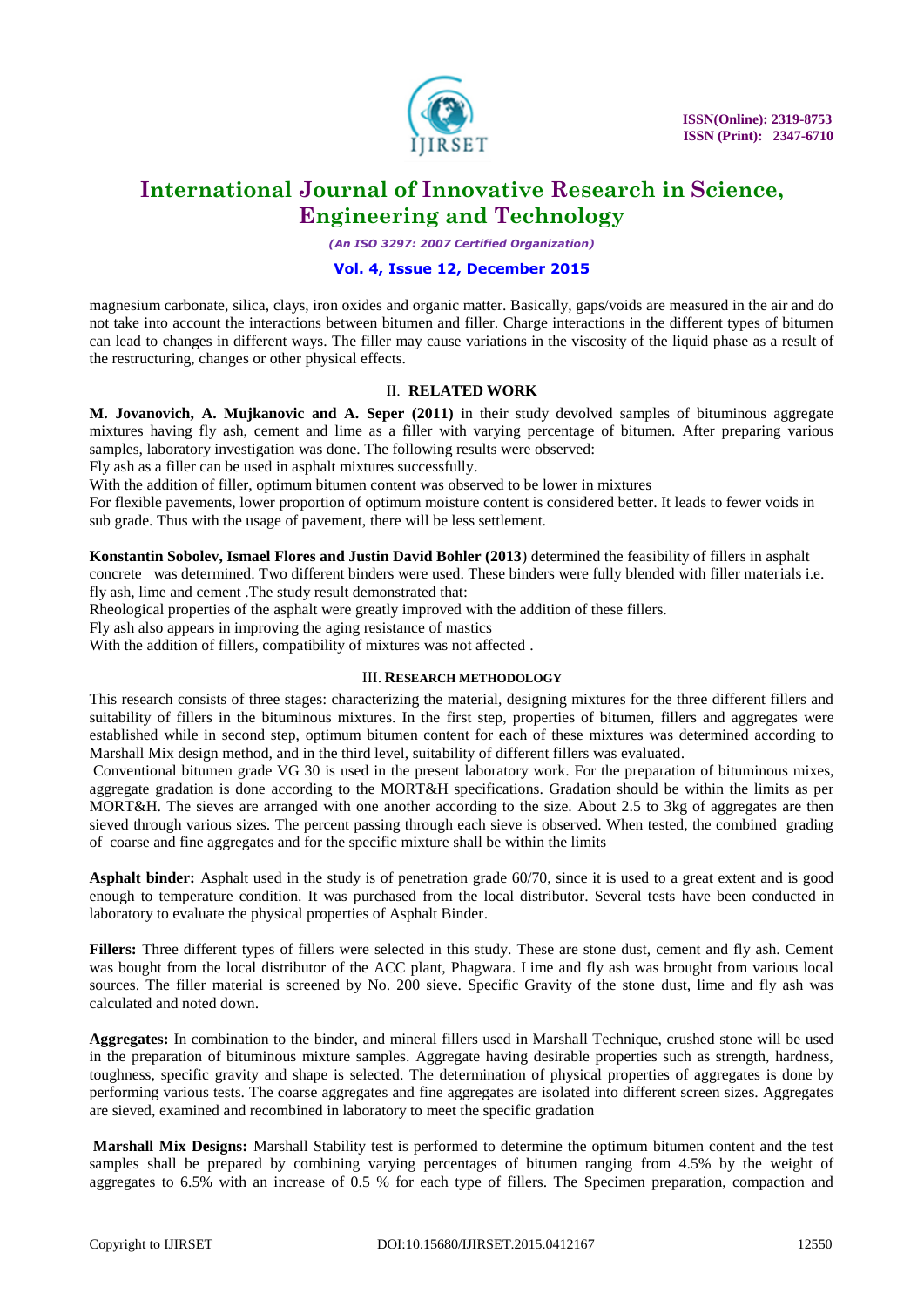magnesium carbonate, silica, clays, iron oxides and organic matter. Basically, gaps/voids are measured in the air and do not take into account the interactions between bitumen and filler. Charge interactions in the different types of bitumen can lead to changes in different ways. The filler may cause variations in the viscosity of the liquid phase as a result of the restructuring, changes or other physical effects.

## II. RELATED WORK

**M. Jovanovich, A. Mujkanovic and A. Seper (2011)** in their study devolved samples of bituminous aggregate mixtures having fly ash, cement and lime as a filler with varying percentage of bitumen. After preparing various samples, laboratory investigation was done. The following results were observed:

Fly ash as a filler can be used in asphalt mixtures successfully.

With the addition of filler, optimum bitumen content was observed to be lower in mixtures

For flexible pavements, lower proportion of optimum moisture content is considered better. It leads to fewer voids in sub grade. Thus with the usage of pavement, there will be less settlement.

**Konstantin Sobolev, Ismael Flores and Justin David Bohler (2013**) determined the feasibility of fillers in asphalt concrete was determined. Two different binders were used. These binders were fully blended with filler materials i.e. fly ash, lime and cement .The study result demonstrated that:

Rheological properties of the asphalt were greatly improved with the addition of these fillers.

Fly ash also appears in improving the aging resistance of mastics

With the addition of fillers, compatibility of mixtures was not affected .

## III. RESEARCH METHODOLOGY

This research consists of three stages: characterizing the material, designing mixtures for the three different fillers and suitability of fillers in the bituminous mixtures. In the first step, properties of bitumen, fillers and aggregates were established while in second step, optimum bitumen content for each of these mixtures was determined according to Marshall Mix design method, and in the third level, suitability of different fillers was evaluated.

Conventional bitumen grade VG 30 is used in the present laboratory work. For the preparation of bituminous mixes, aggregate gradation is done according to the MORT&H specifications. Gradation should be within the limits as per MORT&H. The sieves are arranged with one another according to the size. About 2.5 to 3kg of aggregates are then sieved through various sizes. The percent passing through each sieve is observed. When tested, the combined grading of coarse and fine aggregates and for the specific mixture shall be within the limits

**Asphalt binder:** Asphalt used in the study is of penetration grade 60/70, since it is used to a great extent and is good enough to temperature condition. It was purchased from the local distributor. Several tests have been conducted in laboratory to evaluate the physical properties of Asphalt Binder.

**Fillers:** Three different types of fillers were selected in this study. These are stone dust, cement and fly ash. Cement was bought from the local distributor of the ACC plant, Phagwara. Lime and fly ash was brought from various local sources. The filler material is screened by No. 200 sieve. Specific Gravity of the stone dust, lime and fly ash was calculated and noted down.

**Aggregates:** In combination to the binder, and mineral fillers used in Marshall Technique, crushed stone will be used in the preparation of bituminous mixture samples. Aggregate having desirable properties such as strength, hardness, toughness, specific gravity and shape is selected. The determination of physical properties of aggregates is done by performing various tests. The coarse aggregates and fine aggregates are isolated into different screen sizes. Aggregates are sieved, examined and recombined in laboratory to meet the specific gradation

**Marshall Mix Designs:** Marshall Stability test is performed to determine the optimum bitumen content and the test samples shall be prepared by combining varying percentages of bitumen ranging from 4.5% by the weight of aggregates to 6.5% with an increase of 0.5 % for each type of fillers. The Specimen preparation, compaction and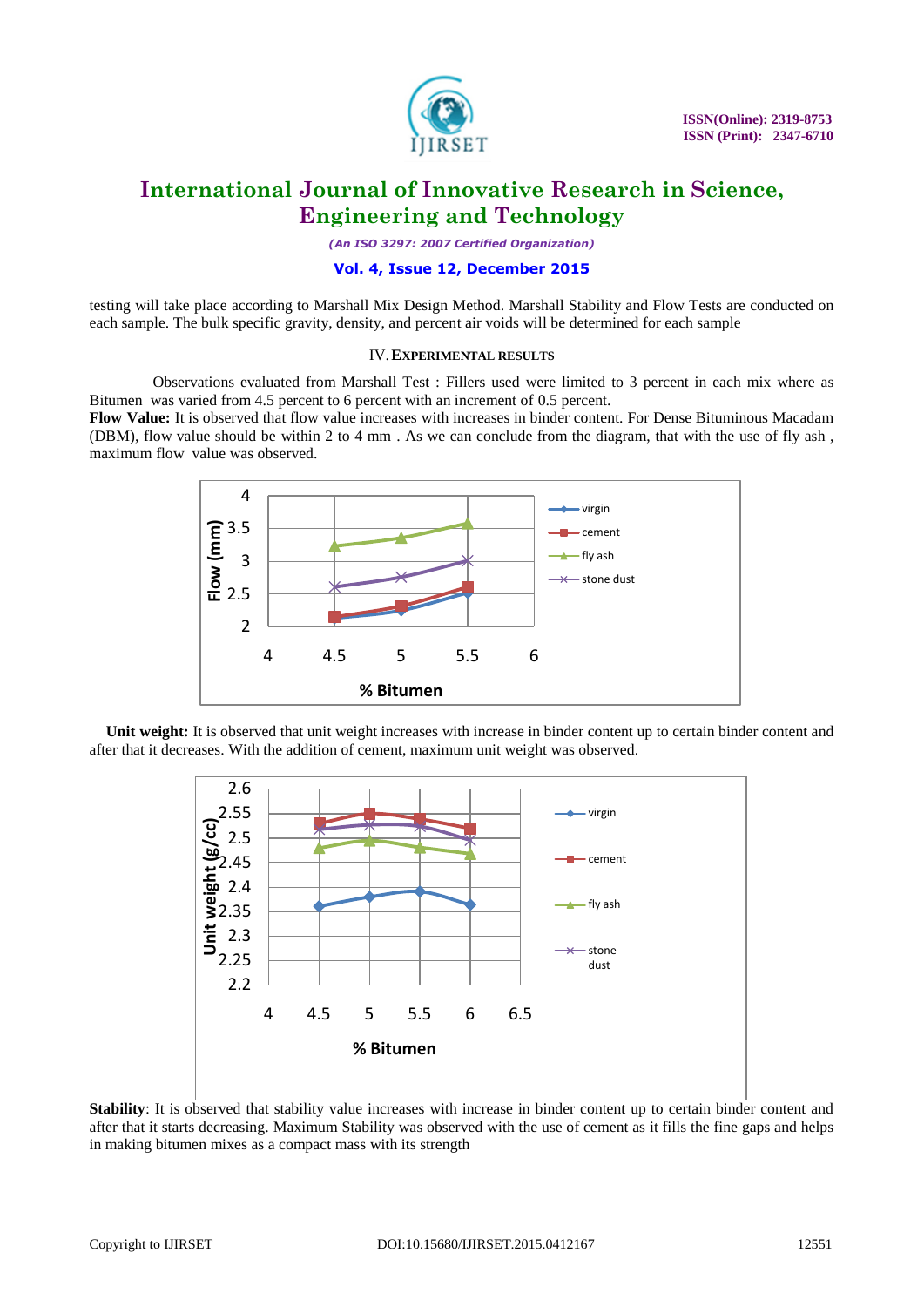testing will take place according to Marshall Mix Design Method. Marshall Stability and Flow Tests are conducted on each sample. The bulk specific gravity, density, and percent air voids will be determined for each sample

## IV. EXPERIMENTAL RESULTS

Observations evaluated from Marshall Test : Fillers used were limited to 3 percent in each mix where as Bitumen was varied from 4.5 percent to 6 percent with an increment of 0.5 percent.

**Flow Value:** It is observed that flow value increases with increases in binder content. For Dense Bituminous Macadam (DBM), flow value should be within 2 to 4 mm . As we can conclude from the diagram, that with the use of fly ash , maximum flow value was observed.

**Unit weight:** It is observed that unit weight increases with increase in binder content up to certain binder content and after that it decreases. With the addition of cement, maximum unit weight was observed.

**Stability**: It is observed that stability value increases with increase in binder content up to certain binder content and after that it starts decreasing. Maximum Stability was observed with the use of cement as it fills the fine gaps and helps in making bitumen mixes as a compact mass with its strength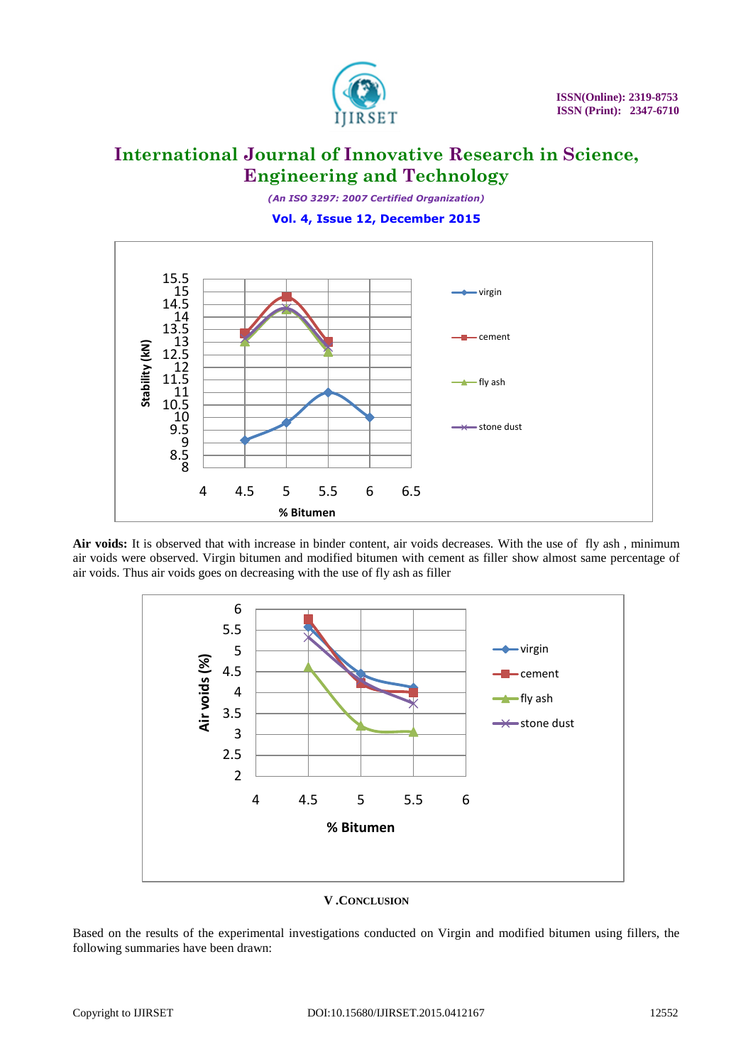**Air voids:** It is observed that with increase in binder content, air voids decreases. With the use of fly ash , minimum air voids were observed. Virgin bitumen and modified bitumen with cement as filler show almost same percentage of air voids. Thus air voids goes on decreasing with the use of fly ash as filler

## V .CONCLUSION

Based on the results of the experimental investigations conducted on Virgin and modified bitumen using fillers, the following summaries have been drawn: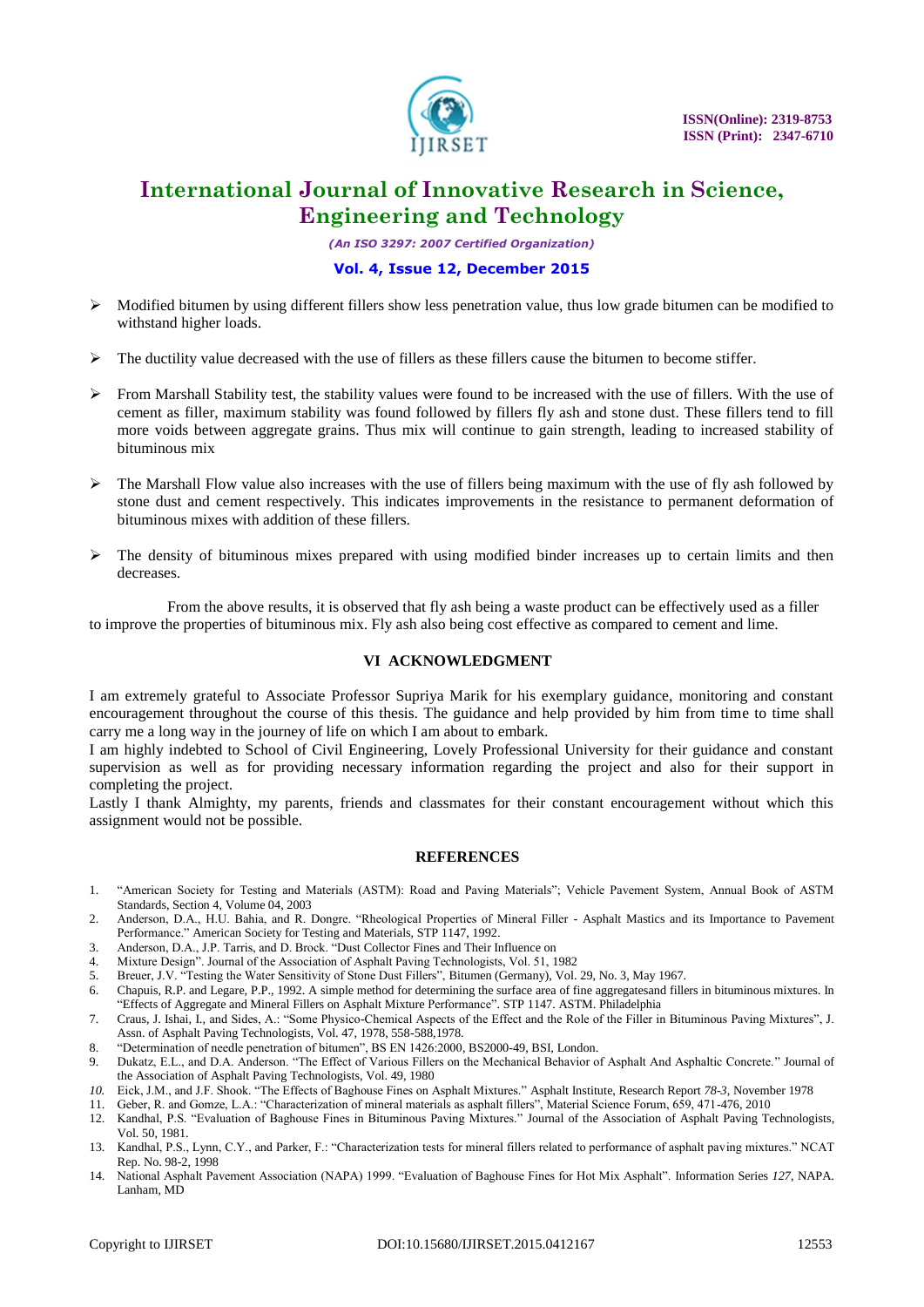- Modified bitumen by using different fillers show less penetration value, thus low grade bitumen can be modified to withstand higher loads.

- The ductility value decreased with the use of fillers as these fillers cause the bitumen to become stiffer.

- From Marshall Stability test, the stability values were found to be increased with the use of fillers. With the use of cement as filler, maximum stability was found followed by fillers fly ash and stone dust. These fillers tend to fill more voids between aggregate grains. Thus mix will continue to gain strength, leading to increased stability of bituminous mix

- The Marshall Flow value also increases with the use of fillers being maximum with the use of fly ash followed by stone dust and cement respectively. This indicates improvements in the resistance to permanent deformation of bituminous mixes with addition of these fillers.

- The density of bituminous mixes prepared with using modified binder increases up to certain limits and then decreases.

From the above results, it is observed that fly ash being a waste product can be effectively used as a filler to improve the properties of bituminous mix. Fly ash also being cost effective as compared to cement and lime.

## VI ACKNOWLEDGMENT

I am extremely grateful to Associate Professor Supriya Marik for his exemplary guidance, monitoring and constant encouragement throughout the course of this thesis. The guidance and help provided by him from time to time shall carry me a long way in the journey of life on which I am about to embark.
I am highly indebted to School of Civil Engineering, Lovely Professional University for their guidance and constant supervision as well as for providing necessary information regarding the project and also for their support in completing the project.
Lastly I thank Almighty, my parents, friends and classmates for their constant encouragement without which this assignment would not be possible.

## REFERENCES

1. "American Society for Testing and Materials (ASTM): Road and Paving Materials"; Vehicle Pavement System, Annual Book of ASTM Standards, Section 4, Volume 04, 2003
2. Anderson, D.A., H.U. Bahia, and R. Dongre. "Rheological Properties of Mineral Filler - Asphalt Mastics and its Importance to Pavement Performance." American Society for Testing and Materials, STP 1147, 1992.
3. Anderson, D.A., J.P. Tarris, and D. Brock. "Dust Collector Fines and Their Influence on
4. Mixture Design". Journal of the Association of Asphalt Paving Technologists, Vol. 51, 1982
5. Breuer, J.V. "Testing the Water Sensitivity of Stone Dust Fillers", Bitumen (Germany), Vol. 29, No. 3, May 1967.
6. Chapuis, R.P. and Legare, P.P., 1992. A simple method for determining the surface area of fine aggregatesand fillers in bituminous mixtures. In "Effects of Aggregate and Mineral Fillers on Asphalt Mixture Performance". STP 1147. ASTM. Philadelphia
7. Craus, J. Ishai, I., and Sides, A.: "Some Physico-Chemical Aspects of the Effect and the Role of the Filler in Bituminous Paving Mixtures", J. Assn. of Asphalt Paving Technologists, Vol. 47, 1978, 558-588,1978.
8. "Determination of needle penetration of bitumen", BS EN 1426:2000, BS2000-49, BSI, London.
9. Dukatz, E.L., and D.A. Anderson. "The Effect of Various Fillers on the Mechanical Behavior of Asphalt And Asphaltic Concrete." Journal of the Association of Asphalt Paving Technologists, Vol. 49, 1980
10. Eick, J.M., and J.F. Shook. "The Effects of Baghouse Fines on Asphalt Mixtures." Asphalt Institute, Research Report *78-3*, November 1978
11. Geber, R. and Gomze, L.A.: "Characterization of mineral materials as asphalt fillers", Material Science Forum, 659, 471-476, 2010
12. Kandhal, P.S. "Evaluation of Baghouse Fines in Bituminous Paving Mixtures." Journal of the Association of Asphalt Paving Technologists, Vol. 50, 1981.
13. Kandhal, P.S., Lynn, C.Y., and Parker, F.: "Characterization tests for mineral fillers related to performance of asphalt paving mixtures." NCAT Rep. No. 98-2, 1998
14. National Asphalt Pavement Association (NAPA) 1999. "Evaluation of Baghouse Fines for Hot Mix Asphalt". Information Series *127*, NAPA. Lanham, MD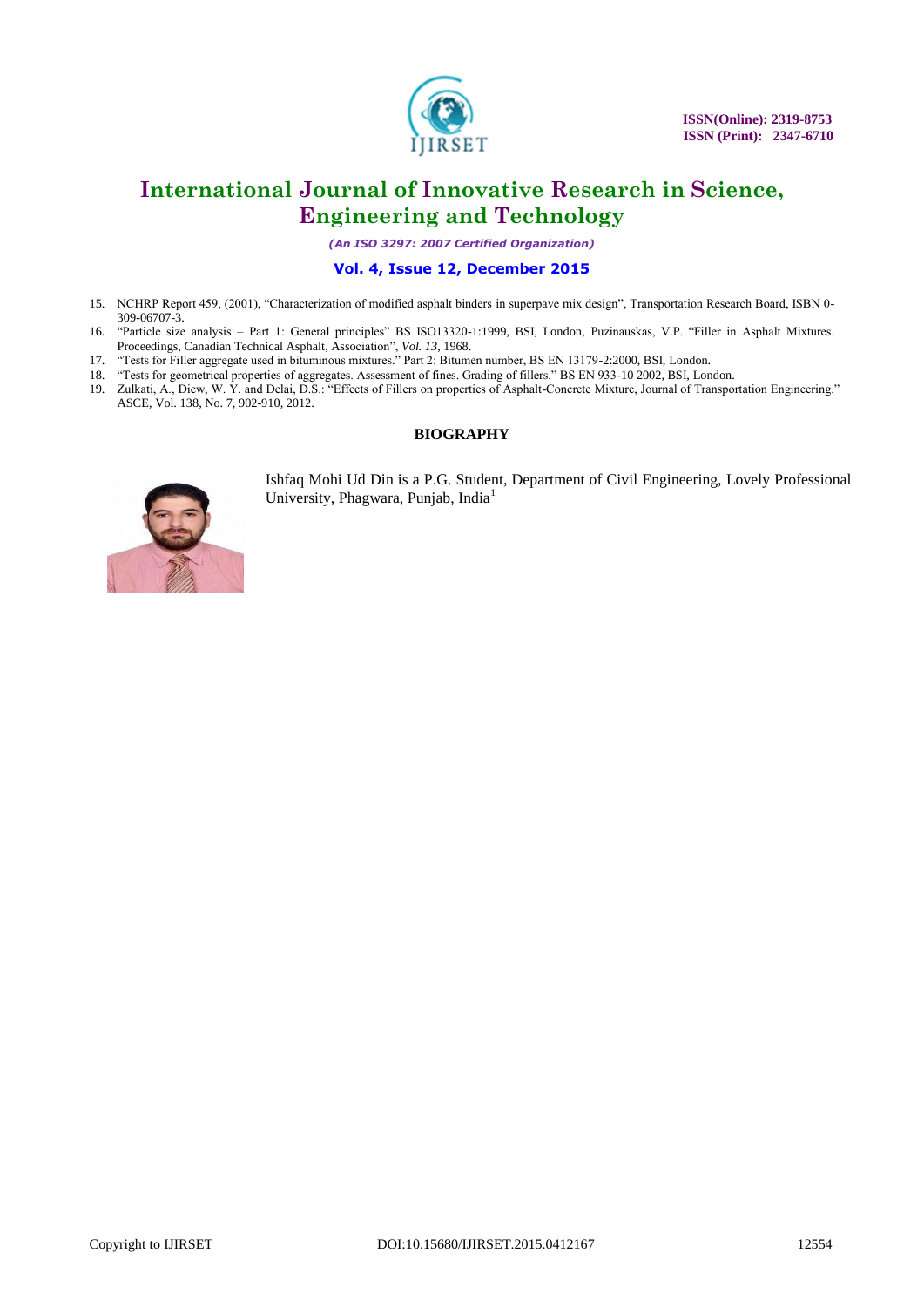15. NCHRP Report 459, (2001), "Characterization of modified asphalt binders in superpave mix design", Transportation Research Board, ISBN 0-309-06707-3.
16. "Particle size analysis – Part 1: General principles" BS ISO13320-1:1999, BSI, London, Puzinauskas, V.P. "Filler in Asphalt Mixtures. Proceedings, Canadian Technical Asphalt, Association", *Vol. 13*, 1968.
17. "Tests for Filler aggregate used in bituminous mixtures." Part 2: Bitumen number, BS EN 13179-2:2000, BSI, London.
18. "Tests for geometrical properties of aggregates. Assessment of fines. Grading of fillers." BS EN 933-10 2002, BSI, London.
19. Zulkati, A., Diew, W. Y. and Delai, D.S.: "Effects of Fillers on properties of Asphalt-Concrete Mixture, Journal of Transportation Engineering." ASCE, Vol. 138, No. 7, 902-910, 2012.

**BIOGRAPHY**

Ishfaq Mohi Ud Din is a P.G. Student, Department of Civil Engineering, Lovely Professional University, Phagwara, Punjab, India[1]